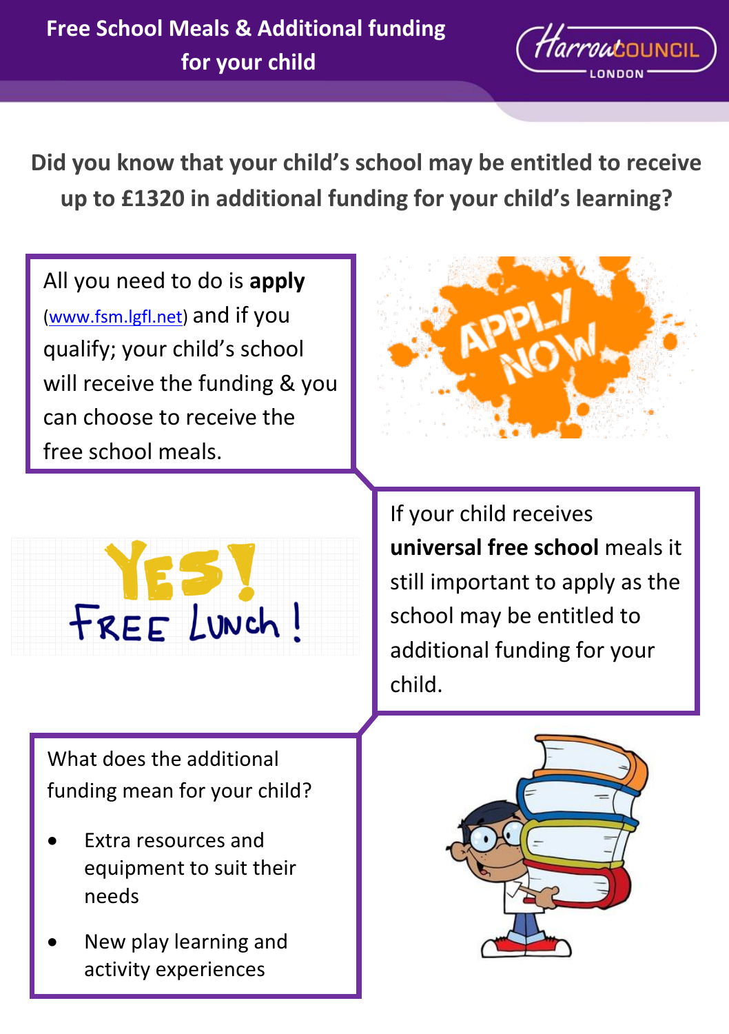# Free School Meals & Additional funding for your child

Harrow COUNCIL LONDON

## Did you know that your child's school may be entitled to receive up to £1320 in additional funding for your child's learning?

All you need to do is **apply** (www.fsm.lgfl.net) and if you qualify; your child's school will receive the funding & you can choose to receive the free school meals.

If your child receives **universal free school** meals it still important to apply as the school may be entitled to additional funding for your child.

What does the additional funding mean for your child?

- Extra resources and equipment to suit their needs
- New play learning and activity experiences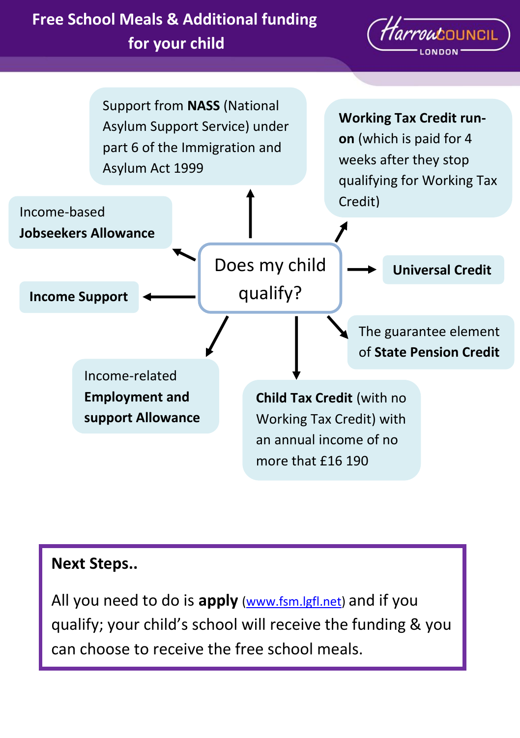# Free School Meals & Additional funding for your child

Harrow COUNCIL LONDON

## Does my child qualify?

- Support from **NASS** (National Asylum Support Service) under part 6 of the Immigration and Asylum Act 1999
- **Working Tax Credit run-on** (which is paid for 4 weeks after they stop qualifying for Working Tax Credit)
- **Universal Credit**
- The guarantee element of **State Pension Credit**
- **Child Tax Credit** (with no Working Tax Credit) with an annual income of no more that £16 190
- Income-related **Employment and support Allowance**
- **Income Support**
- Income-based **Jobseekers Allowance**

**Next Steps..**

All you need to do is **apply** (www.fsm.lgfl.net) and if you qualify; your child's school will receive the funding & you can choose to receive the free school meals.